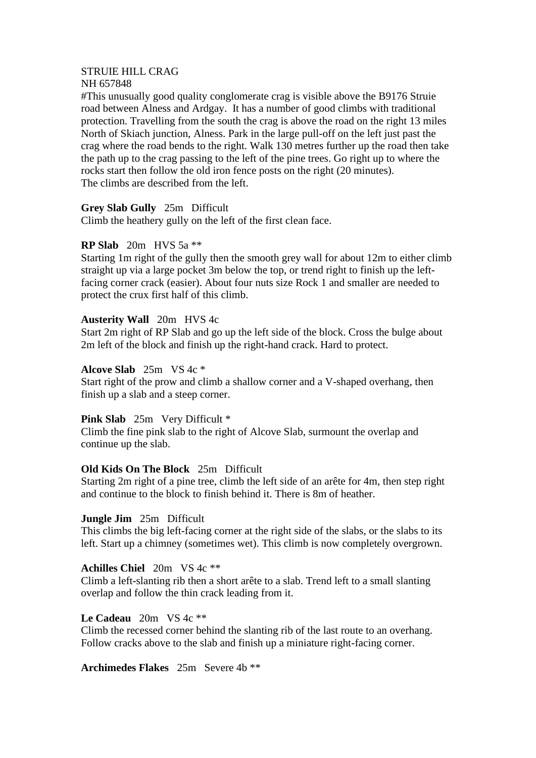STRUIE HILL CRAG
NH 657848

#This unusually good quality conglomerate crag is visible above the B9176 Struie road between Alness and Ardgay.  It has a number of good climbs with traditional protection. Travelling from the south the crag is above the road on the right 13 miles North of Skiach junction, Alness. Park in the large pull-off on the left just past the crag where the road bends to the right. Walk 130 metres further up the road then take the path up to the crag passing to the left of the pine trees. Go right up to where the rocks start then follow the old iron fence posts on the right (20 minutes).
The climbs are described from the left.

**Grey Slab Gully**   25m   Difficult
Climb the heathery gully on the left of the first clean face.

**RP Slab**   20m   HVS 5a **
Starting 1m right of the gully then the smooth grey wall for about 12m to either climb straight up via a large pocket 3m below the top, or trend right to finish up the left-facing corner crack (easier). About four nuts size Rock 1 and smaller are needed to protect the crux first half of this climb.

**Austerity Wall**   20m   HVS 4c
Start 2m right of RP Slab and go up the left side of the block. Cross the bulge about 2m left of the block and finish up the right-hand crack. Hard to protect.

**Alcove Slab**   25m   VS 4c *
Start right of the prow and climb a shallow corner and a V-shaped overhang, then finish up a slab and a steep corner.

**Pink Slab**   25m   Very Difficult *
Climb the fine pink slab to the right of Alcove Slab, surmount the overlap and continue up the slab.

**Old Kids On The Block**   25m   Difficult
Starting 2m right of a pine tree, climb the left side of an arête for 4m, then step right and continue to the block to finish behind it. There is 8m of heather.

**Jungle Jim**   25m   Difficult
This climbs the big left-facing corner at the right side of the slabs, or the slabs to its left. Start up a chimney (sometimes wet). This climb is now completely overgrown.

**Achilles Chiel**   20m   VS 4c **
Climb a left-slanting rib then a short arête to a slab. Trend left to a small slanting overlap and follow the thin crack leading from it.

**Le Cadeau**   20m   VS 4c **
Climb the recessed corner behind the slanting rib of the last route to an overhang. Follow cracks above to the slab and finish up a miniature right-facing corner.

**Archimedes Flakes**   25m   Severe 4b **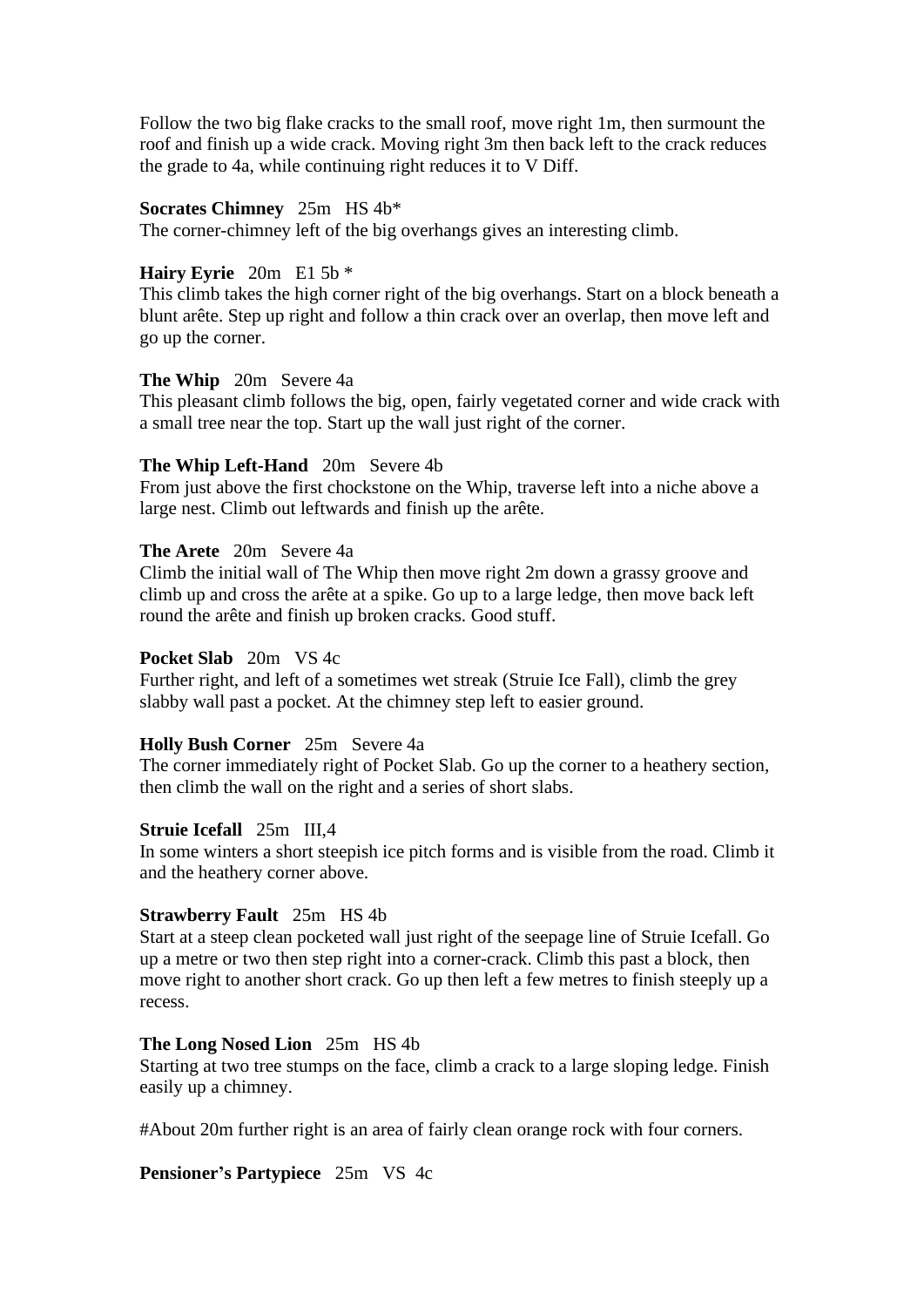Follow the two big flake cracks to the small roof, move right 1m, then surmount the roof and finish up a wide crack. Moving right 3m then back left to the crack reduces the grade to 4a, while continuing right reduces it to V Diff.

**Socrates Chimney** 25m HS 4b*
The corner-chimney left of the big overhangs gives an interesting climb.

**Hairy Eyrie** 20m E1 5b *
This climb takes the high corner right of the big overhangs. Start on a block beneath a blunt arête. Step up right and follow a thin crack over an overlap, then move left and go up the corner.

**The Whip** 20m Severe 4a
This pleasant climb follows the big, open, fairly vegetated corner and wide crack with a small tree near the top. Start up the wall just right of the corner.

**The Whip Left-Hand** 20m Severe 4b
From just above the first chockstone on the Whip, traverse left into a niche above a large nest. Climb out leftwards and finish up the arête.

**The Arete** 20m Severe 4a
Climb the initial wall of The Whip then move right 2m down a grassy groove and climb up and cross the arête at a spike. Go up to a large ledge, then move back left round the arête and finish up broken cracks. Good stuff.

**Pocket Slab** 20m VS 4c
Further right, and left of a sometimes wet streak (Struie Ice Fall), climb the grey slabby wall past a pocket. At the chimney step left to easier ground.

**Holly Bush Corner** 25m Severe 4a
The corner immediately right of Pocket Slab. Go up the corner to a heathery section, then climb the wall on the right and a series of short slabs.

**Struie Icefall** 25m III,4
In some winters a short steepish ice pitch forms and is visible from the road. Climb it and the heathery corner above.

**Strawberry Fault** 25m HS 4b
Start at a steep clean pocketed wall just right of the seepage line of Struie Icefall. Go up a metre or two then step right into a corner-crack. Climb this past a block, then move right to another short crack. Go up then left a few metres to finish steeply up a recess.

**The Long Nosed Lion** 25m HS 4b
Starting at two tree stumps on the face, climb a crack to a large sloping ledge. Finish easily up a chimney.

#About 20m further right is an area of fairly clean orange rock with four corners.

**Pensioner's Partypiece** 25m VS 4c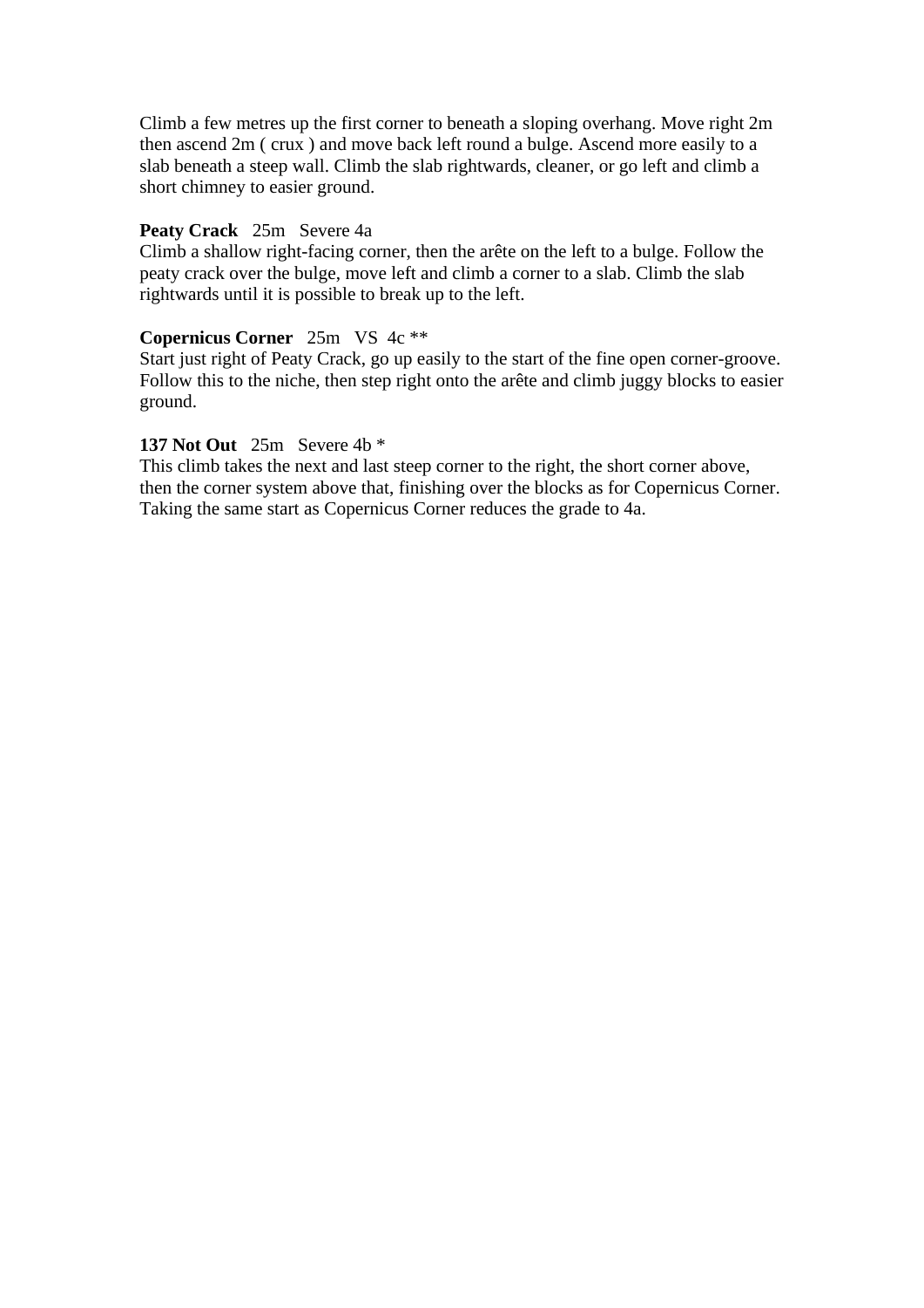Climb a few metres up the first corner to beneath a sloping overhang. Move right 2m then ascend 2m ( crux ) and move back left round a bulge. Ascend more easily to a slab beneath a steep wall. Climb the slab rightwards, cleaner, or go left and climb a short chimney to easier ground.

**Peaty Crack** 25m Severe 4a
Climb a shallow right-facing corner, then the arête on the left to a bulge. Follow the peaty crack over the bulge, move left and climb a corner to a slab. Climb the slab rightwards until it is possible to break up to the left.

**Copernicus Corner** 25m VS 4c **
Start just right of Peaty Crack, go up easily to the start of the fine open corner-groove. Follow this to the niche, then step right onto the arête and climb juggy blocks to easier ground.

**137 Not Out** 25m Severe 4b *
This climb takes the next and last steep corner to the right, the short corner above, then the corner system above that, finishing over the blocks as for Copernicus Corner. Taking the same start as Copernicus Corner reduces the grade to 4a.